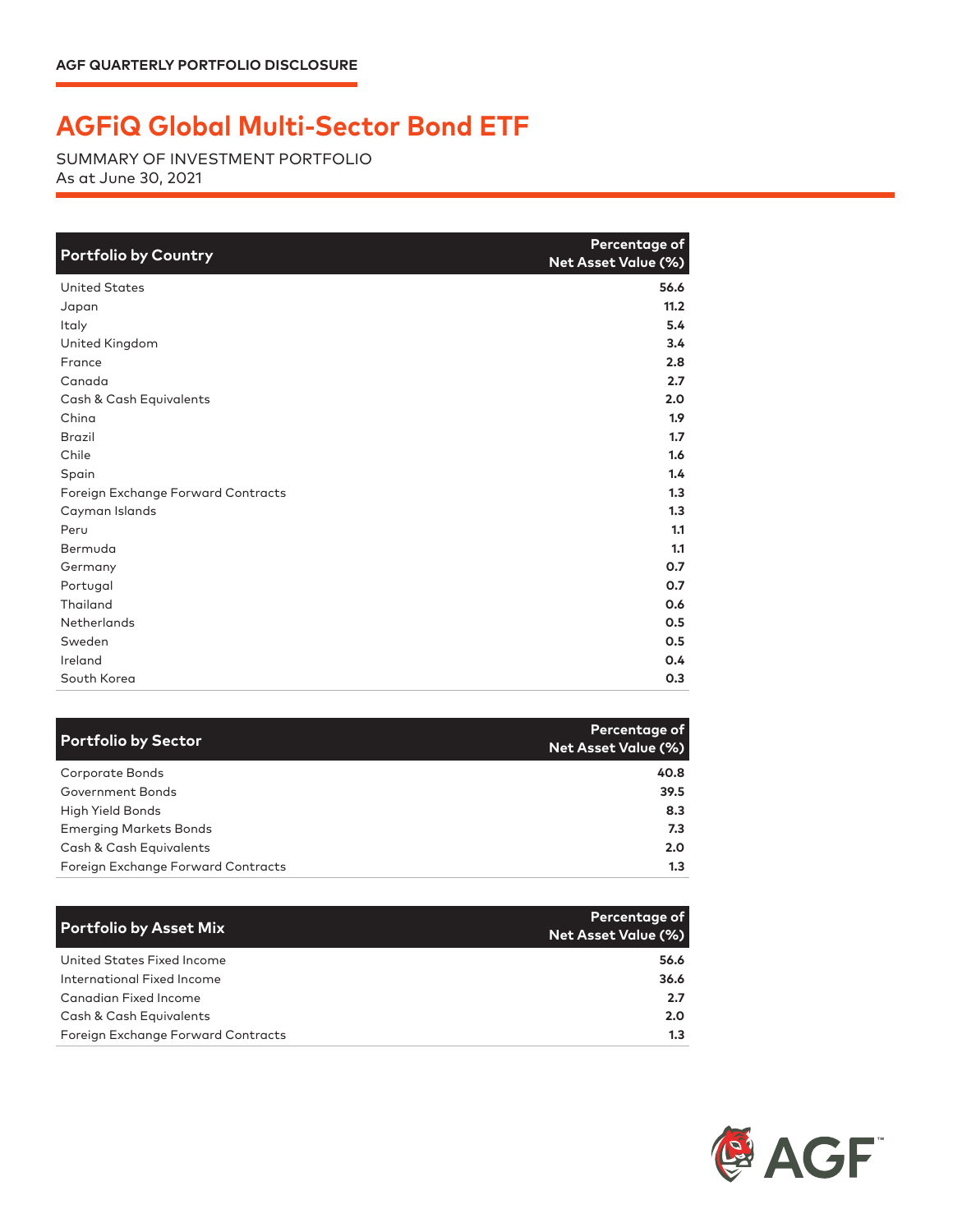AGF QUARTERLY PORTFOLIO DISCLOSURE

# AGFiQ Global Multi-Sector Bond ETF

SUMMARY OF INVESTMENT PORTFOLIO
As at June 30, 2021

| Portfolio by Country | Percentage of Net Asset Value (%) |
|---|---|
| United States | 56.6 |
| Japan | 11.2 |
| Italy | 5.4 |
| United Kingdom | 3.4 |
| France | 2.8 |
| Canada | 2.7 |
| Cash & Cash Equivalents | 2.0 |
| China | 1.9 |
| Brazil | 1.7 |
| Chile | 1.6 |
| Spain | 1.4 |
| Foreign Exchange Forward Contracts | 1.3 |
| Cayman Islands | 1.3 |
| Peru | 1.1 |
| Bermuda | 1.1 |
| Germany | 0.7 |
| Portugal | 0.7 |
| Thailand | 0.6 |
| Netherlands | 0.5 |
| Sweden | 0.5 |
| Ireland | 0.4 |
| South Korea | 0.3 |

| Portfolio by Sector | Percentage of Net Asset Value (%) |
|---|---|
| Corporate Bonds | 40.8 |
| Government Bonds | 39.5 |
| High Yield Bonds | 8.3 |
| Emerging Markets Bonds | 7.3 |
| Cash & Cash Equivalents | 2.0 |
| Foreign Exchange Forward Contracts | 1.3 |

| Portfolio by Asset Mix | Percentage of Net Asset Value (%) |
|---|---|
| United States Fixed Income | 56.6 |
| International Fixed Income | 36.6 |
| Canadian Fixed Income | 2.7 |
| Cash & Cash Equivalents | 2.0 |
| Foreign Exchange Forward Contracts | 1.3 |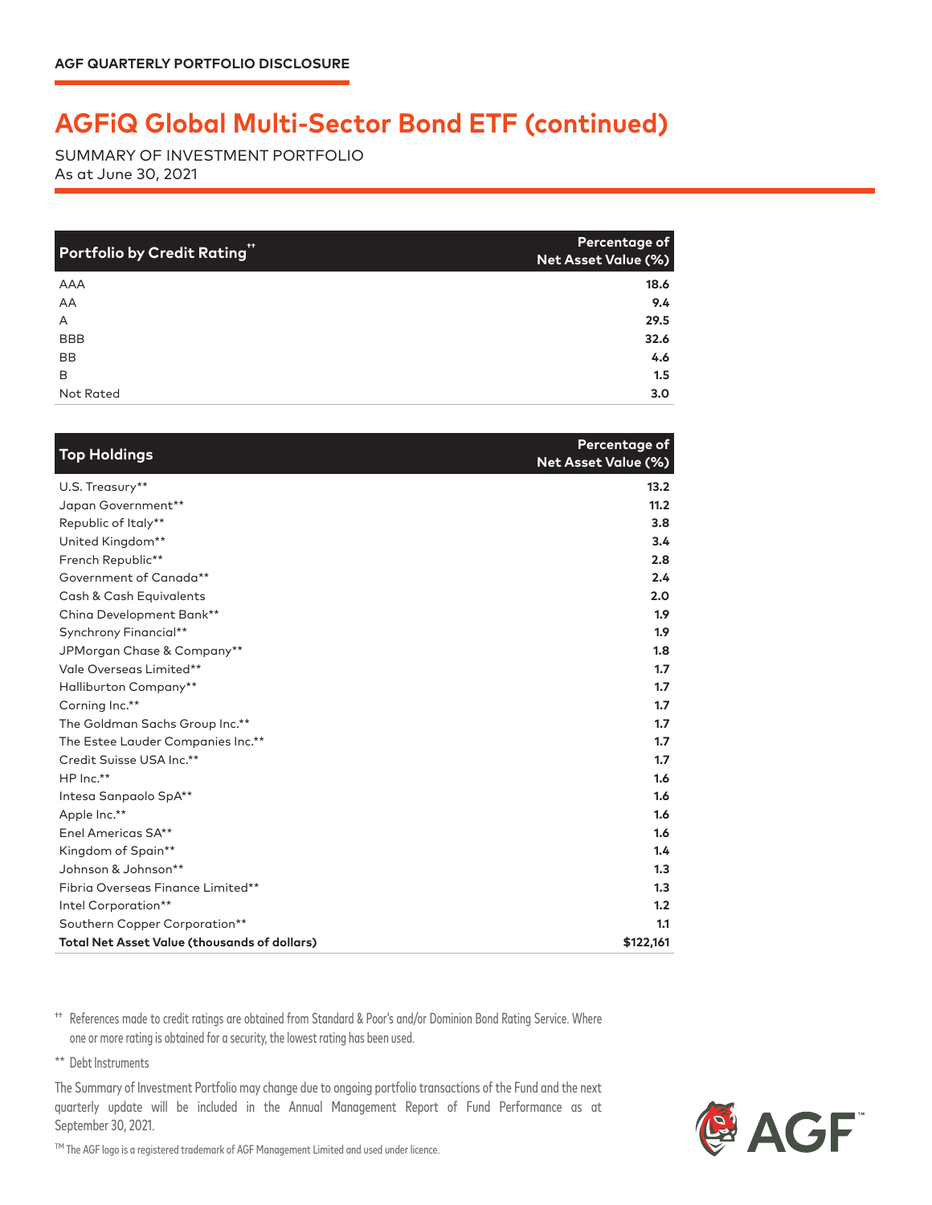AGF QUARTERLY PORTFOLIO DISCLOSURE

# AGFiQ Global Multi-Sector Bond ETF (continued)

SUMMARY OF INVESTMENT PORTFOLIO
As at June 30, 2021

| Portfolio by Credit Rating†† | Percentage of Net Asset Value (%) |
|---|---|
| AAA | **18.6** |
| AA | **9.4** |
| A | **29.5** |
| BBB | **32.6** |
| BB | **4.6** |
| B | **1.5** |
| Not Rated | **3.0** |

| Top Holdings | Percentage of Net Asset Value (%) |
|---|---|
| U.S. Treasury** | **13.2** |
| Japan Government** | **11.2** |
| Republic of Italy** | **3.8** |
| United Kingdom** | **3.4** |
| French Republic** | **2.8** |
| Government of Canada** | **2.4** |
| Cash & Cash Equivalents | **2.0** |
| China Development Bank** | **1.9** |
| Synchrony Financial** | **1.9** |
| JPMorgan Chase & Company** | **1.8** |
| Vale Overseas Limited** | **1.7** |
| Halliburton Company** | **1.7** |
| Corning Inc.** | **1.7** |
| The Goldman Sachs Group Inc.** | **1.7** |
| The Estee Lauder Companies Inc.** | **1.7** |
| Credit Suisse USA Inc.** | **1.7** |
| HP Inc.** | **1.6** |
| Intesa Sanpaolo SpA** | **1.6** |
| Apple Inc.** | **1.6** |
| Enel Americas SA** | **1.6** |
| Kingdom of Spain** | **1.4** |
| Johnson & Johnson** | **1.3** |
| Fibria Overseas Finance Limited** | **1.3** |
| Intel Corporation** | **1.2** |
| Southern Copper Corporation** | **1.1** |
| **Total Net Asset Value (thousands of dollars)** | **$122,161** |

†† References made to credit ratings are obtained from Standard & Poor's and/or Dominion Bond Rating Service. Where one or more rating is obtained for a security, the lowest rating has been used.

** Debt Instruments

The Summary of Investment Portfolio may change due to ongoing portfolio transactions of the Fund and the next quarterly update will be included in the Annual Management Report of Fund Performance as at September 30, 2021.

TM The AGF logo is a registered trademark of AGF Management Limited and used under licence.